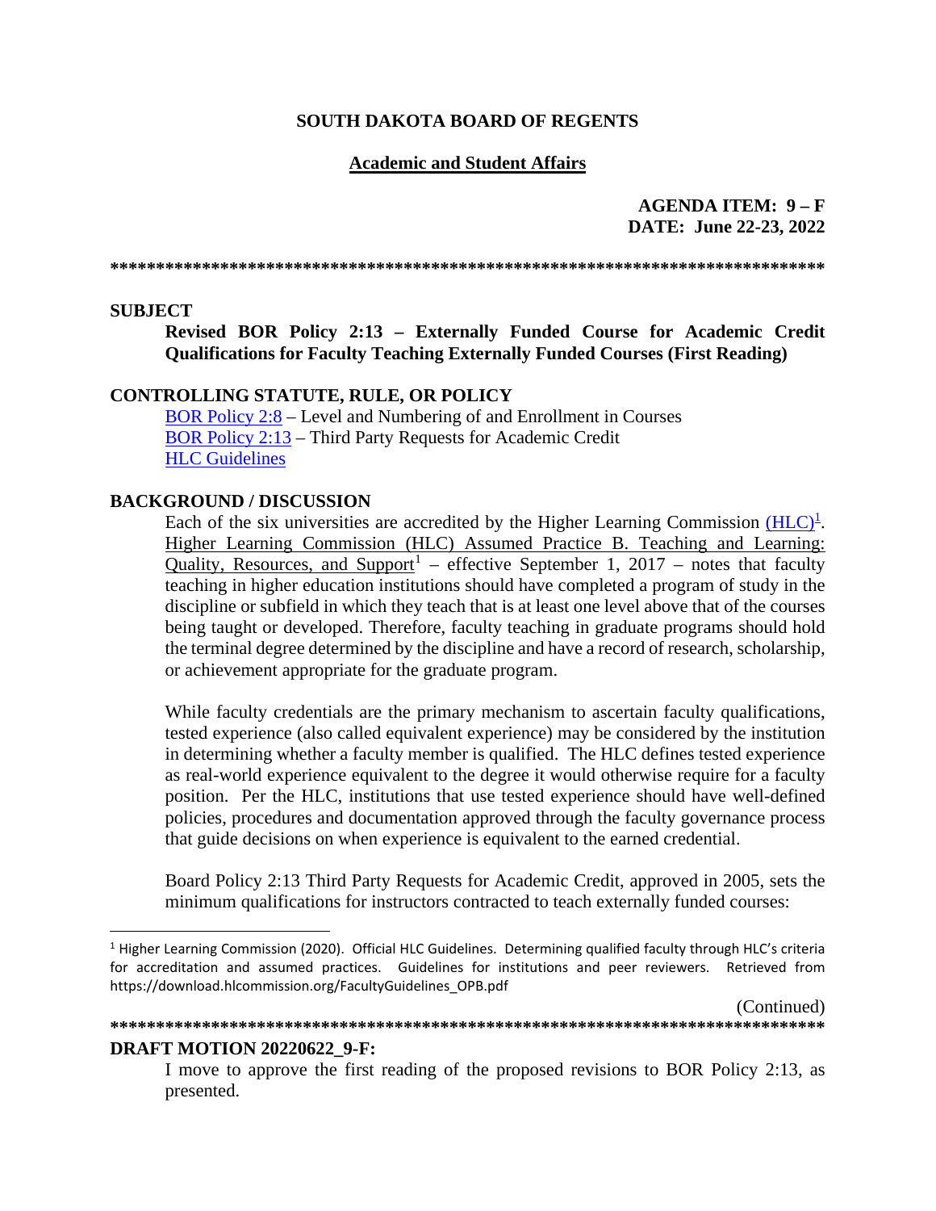**SOUTH DAKOTA BOARD OF REGENTS**

**Academic and Student Affairs**

**AGENDA ITEM: 9 – F**
**DATE: June 22-23, 2022**

******************************************************************************

**SUBJECT**

**Revised BOR Policy 2:13 – Externally Funded Course for Academic Credit Qualifications for Faculty Teaching Externally Funded Courses (First Reading)**

**CONTROLLING STATUTE, RULE, OR POLICY**

BOR Policy 2:8 – Level and Numbering of and Enrollment in Courses
BOR Policy 2:13 – Third Party Requests for Academic Credit
HLC Guidelines

**BACKGROUND / DISCUSSION**

Each of the six universities are accredited by the Higher Learning Commission (HLC)[1]. Higher Learning Commission (HLC) Assumed Practice B. Teaching and Learning: Quality, Resources, and Support[1] – effective September 1, 2017 – notes that faculty teaching in higher education institutions should have completed a program of study in the discipline or subfield in which they teach that is at least one level above that of the courses being taught or developed. Therefore, faculty teaching in graduate programs should hold the terminal degree determined by the discipline and have a record of research, scholarship, or achievement appropriate for the graduate program.

While faculty credentials are the primary mechanism to ascertain faculty qualifications, tested experience (also called equivalent experience) may be considered by the institution in determining whether a faculty member is qualified. The HLC defines tested experience as real-world experience equivalent to the degree it would otherwise require for a faculty position. Per the HLC, institutions that use tested experience should have well-defined policies, procedures and documentation approved through the faculty governance process that guide decisions on when experience is equivalent to the earned credential.

Board Policy 2:13 Third Party Requests for Academic Credit, approved in 2005, sets the minimum qualifications for instructors contracted to teach externally funded courses:

[1] Higher Learning Commission (2020). Official HLC Guidelines. Determining qualified faculty through HLC's criteria for accreditation and assumed practices. Guidelines for institutions and peer reviewers. Retrieved from https://download.hlcommission.org/FacultyGuidelines_OPB.pdf

(Continued)

******************************************************************************

**DRAFT MOTION 20220622_9-F:**

I move to approve the first reading of the proposed revisions to BOR Policy 2:13, as presented.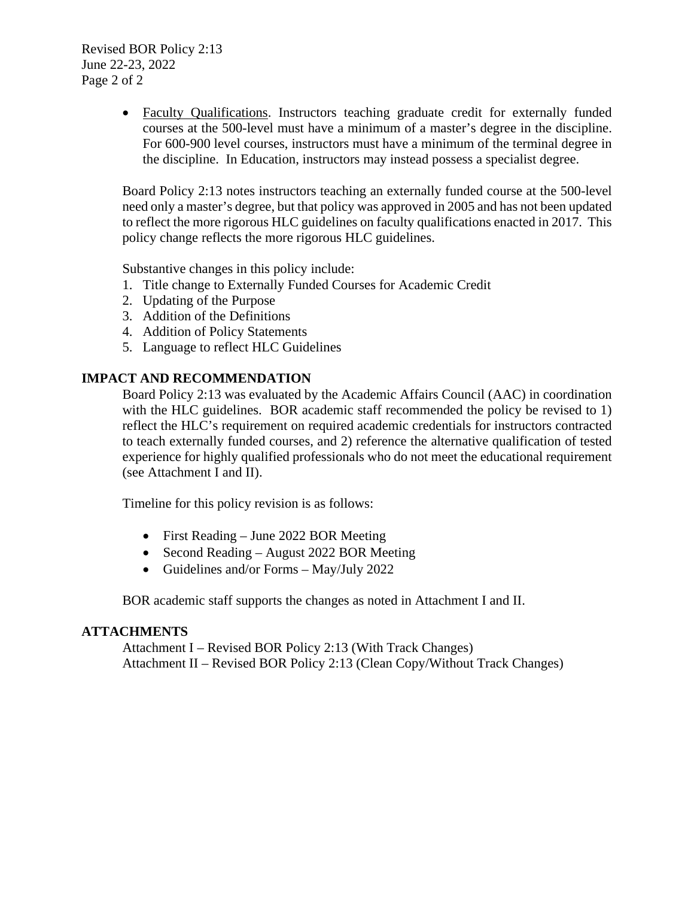- Faculty Qualifications. Instructors teaching graduate credit for externally funded courses at the 500-level must have a minimum of a master's degree in the discipline. For 600-900 level courses, instructors must have a minimum of the terminal degree in the discipline. In Education, instructors may instead possess a specialist degree.

Board Policy 2:13 notes instructors teaching an externally funded course at the 500-level need only a master's degree, but that policy was approved in 2005 and has not been updated to reflect the more rigorous HLC guidelines on faculty qualifications enacted in 2017. This policy change reflects the more rigorous HLC guidelines.

Substantive changes in this policy include:

1. Title change to Externally Funded Courses for Academic Credit
2. Updating of the Purpose
3. Addition of the Definitions
4. Addition of Policy Statements
5. Language to reflect HLC Guidelines

## IMPACT AND RECOMMENDATION

Board Policy 2:13 was evaluated by the Academic Affairs Council (AAC) in coordination with the HLC guidelines. BOR academic staff recommended the policy be revised to 1) reflect the HLC's requirement on required academic credentials for instructors contracted to teach externally funded courses, and 2) reference the alternative qualification of tested experience for highly qualified professionals who do not meet the educational requirement (see Attachment I and II).

Timeline for this policy revision is as follows:

- First Reading – June 2022 BOR Meeting
- Second Reading – August 2022 BOR Meeting
- Guidelines and/or Forms – May/July 2022

BOR academic staff supports the changes as noted in Attachment I and II.

## ATTACHMENTS

Attachment I – Revised BOR Policy 2:13 (With Track Changes)
Attachment II – Revised BOR Policy 2:13 (Clean Copy/Without Track Changes)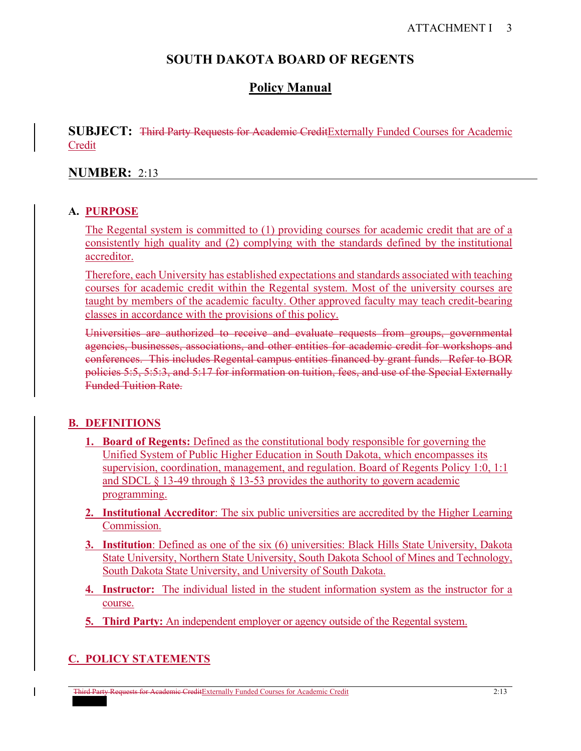# SOUTH DAKOTA BOARD OF REGENTS

## Policy Manual

**SUBJECT:** ~~Third Party Requests for Academic Credit~~Externally Funded Courses for Academic Credit

**NUMBER:** 2:13

---

### A. PURPOSE

The Regental system is committed to (1) providing courses for academic credit that are of a consistently high quality and (2) complying with the standards defined by the institutional accreditor.

Therefore, each University has established expectations and standards associated with teaching courses for academic credit within the Regental system. Most of the university courses are taught by members of the academic faculty. Other approved faculty may teach credit-bearing classes in accordance with the provisions of this policy.

~~Universities are authorized to receive and evaluate requests from groups, governmental agencies, businesses, associations, and other entities for academic credit for workshops and conferences. This includes Regental campus entities financed by grant funds. Refer to BOR policies 5:5, 5:5:3, and 5:17 for information on tuition, fees, and use of the Special Externally Funded Tuition Rate.~~

### B. DEFINITIONS

1. **Board of Regents:** Defined as the constitutional body responsible for governing the Unified System of Public Higher Education in South Dakota, which encompasses its supervision, coordination, management, and regulation. Board of Regents Policy 1:0, 1:1 and SDCL § 13-49 through § 13-53 provides the authority to govern academic programming.
2. **Institutional Accreditor**: The six public universities are accredited by the Higher Learning Commission.
3. **Institution**: Defined as one of the six (6) universities: Black Hills State University, Dakota State University, Northern State University, South Dakota School of Mines and Technology, South Dakota State University, and University of South Dakota.
4. **Instructor:** The individual listed in the student information system as the instructor for a course.
5. **Third Party:** An independent employer or agency outside of the Regental system.

### C. POLICY STATEMENTS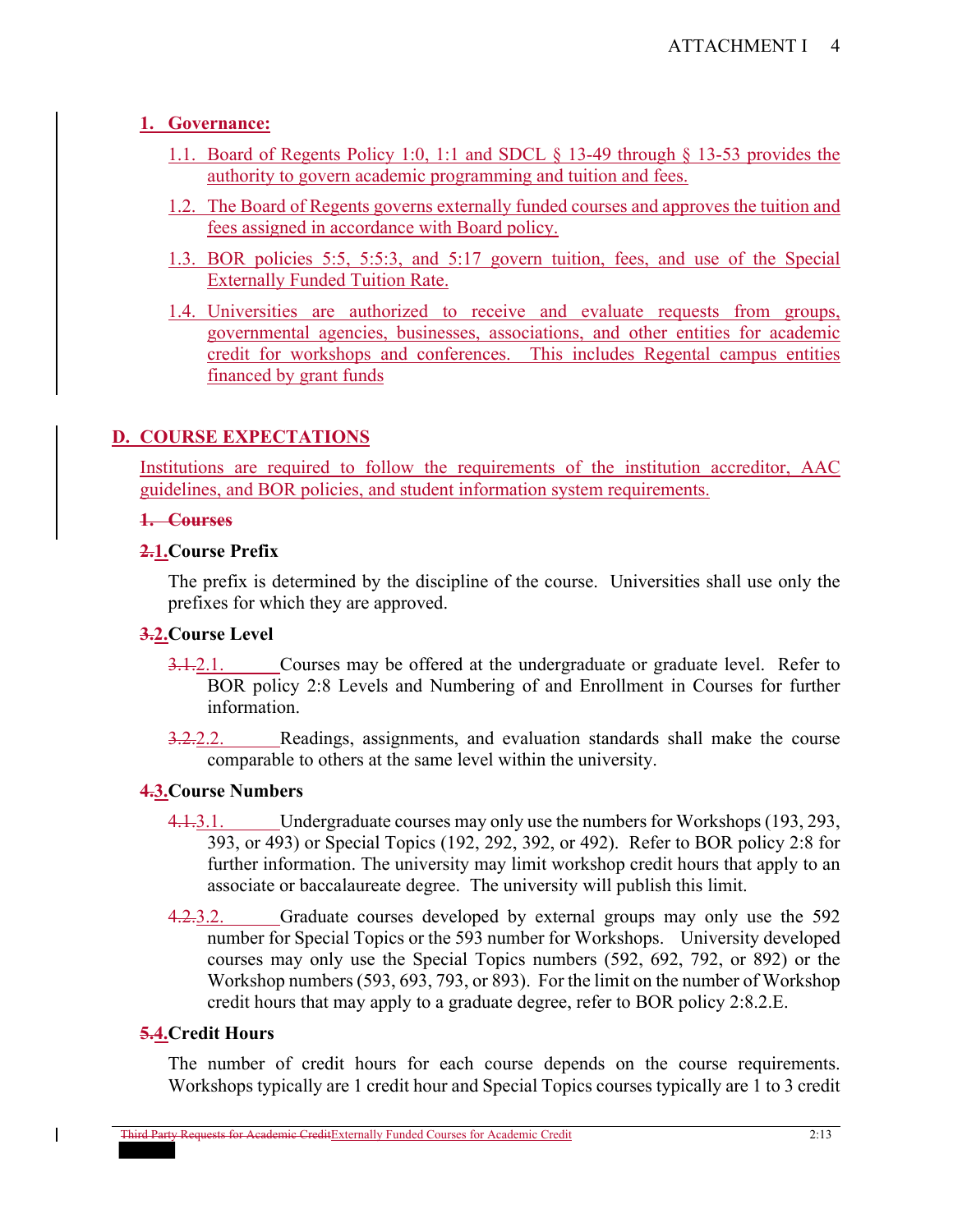**1. Governance:**

1.1. Board of Regents Policy 1:0, 1:1 and SDCL § 13-49 through § 13-53 provides the authority to govern academic programming and tuition and fees.

1.2. The Board of Regents governs externally funded courses and approves the tuition and fees assigned in accordance with Board policy.

1.3. BOR policies 5:5, 5:5:3, and 5:17 govern tuition, fees, and use of the Special Externally Funded Tuition Rate.

1.4. Universities are authorized to receive and evaluate requests from groups, governmental agencies, businesses, associations, and other entities for academic credit for workshops and conferences. This includes Regental campus entities financed by grant funds

## D. COURSE EXPECTATIONS

Institutions are required to follow the requirements of the institution accreditor, AAC guidelines, and BOR policies, and student information system requirements.

~~1. Courses~~

**~~2.~~1. Course Prefix**

The prefix is determined by the discipline of the course. Universities shall use only the prefixes for which they are approved.

**~~3.~~2. Course Level**

~~3.1.~~2.1. Courses may be offered at the undergraduate or graduate level. Refer to BOR policy 2:8 Levels and Numbering of and Enrollment in Courses for further information.

~~3.2.~~2.2. Readings, assignments, and evaluation standards shall make the course comparable to others at the same level within the university.

**~~4.~~3. Course Numbers**

~~4.1.~~3.1. Undergraduate courses may only use the numbers for Workshops (193, 293, 393, or 493) or Special Topics (192, 292, 392, or 492). Refer to BOR policy 2:8 for further information. The university may limit workshop credit hours that apply to an associate or baccalaureate degree. The university will publish this limit.

~~4.2.~~3.2. Graduate courses developed by external groups may only use the 592 number for Special Topics or the 593 number for Workshops. University developed courses may only use the Special Topics numbers (592, 692, 792, or 892) or the Workshop numbers (593, 693, 793, or 893). For the limit on the number of Workshop credit hours that may apply to a graduate degree, refer to BOR policy 2:8.2.E.

**~~5.~~4. Credit Hours**

The number of credit hours for each course depends on the course requirements. Workshops typically are 1 credit hour and Special Topics courses typically are 1 to 3 credit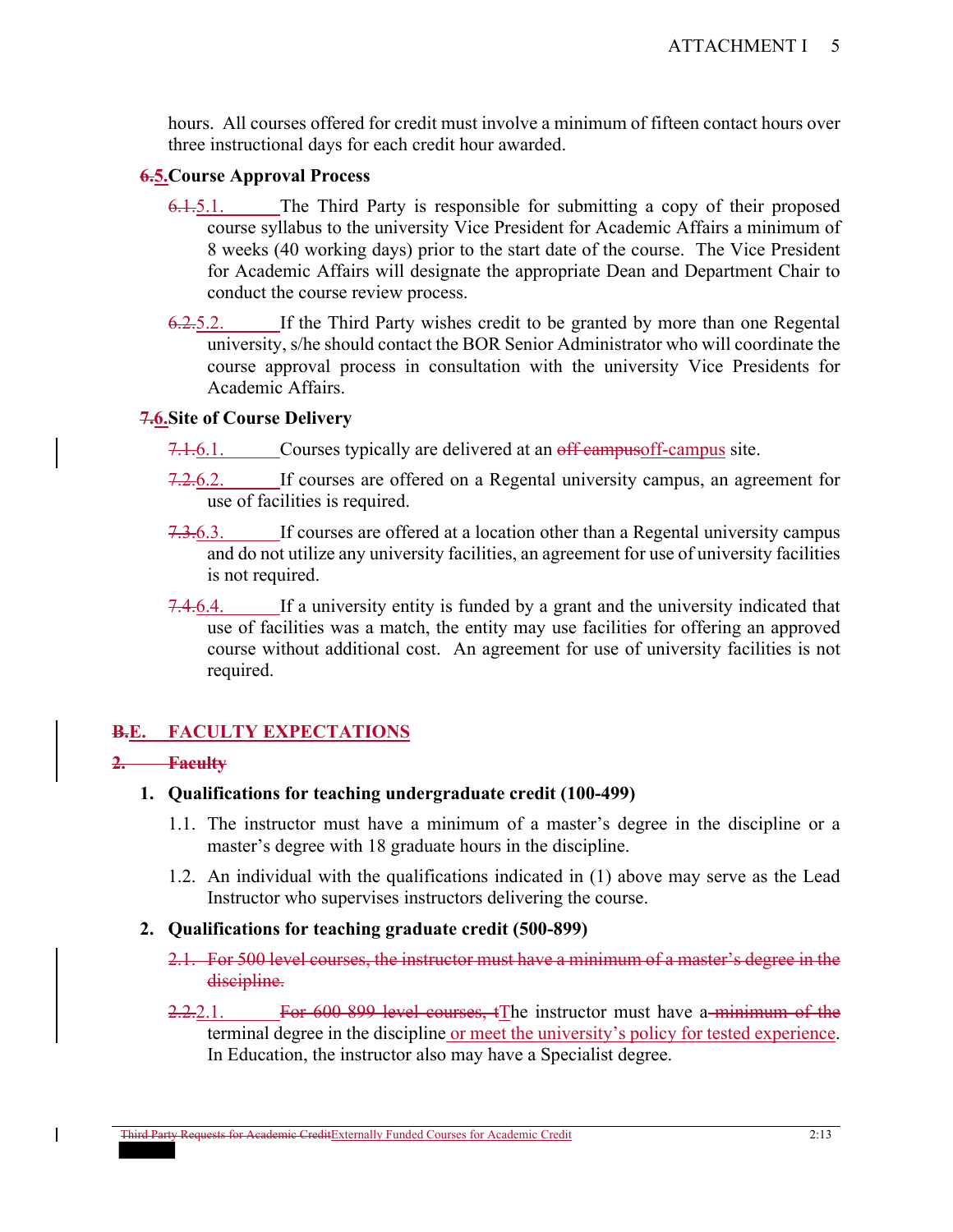hours. All courses offered for credit must involve a minimum of fifteen contact hours over three instructional days for each credit hour awarded.

**~~6.~~5. Course Approval Process**

~~6.1.~~5.1. The Third Party is responsible for submitting a copy of their proposed course syllabus to the university Vice President for Academic Affairs a minimum of 8 weeks (40 working days) prior to the start date of the course. The Vice President for Academic Affairs will designate the appropriate Dean and Department Chair to conduct the course review process.

~~6.2.~~5.2. If the Third Party wishes credit to be granted by more than one Regental university, s/he should contact the BOR Senior Administrator who will coordinate the course approval process in consultation with the university Vice Presidents for Academic Affairs.

**~~7.~~6. Site of Course Delivery**

~~7.1.~~6.1. Courses typically are delivered at an ~~off campus~~off-campus site.

~~7.2.~~6.2. If courses are offered on a Regental university campus, an agreement for use of facilities is required.

~~7.3.~~6.3. If courses are offered at a location other than a Regental university campus and do not utilize any university facilities, an agreement for use of university facilities is not required.

~~7.4.~~6.4. If a university entity is funded by a grant and the university indicated that use of facilities was a match, the entity may use facilities for offering an approved course without additional cost. An agreement for use of university facilities is not required.

**~~B.~~E. FACULTY EXPECTATIONS**

~~**2. Faculty**~~

**1. Qualifications for teaching undergraduate credit (100-499)**

1.1. The instructor must have a minimum of a master's degree in the discipline or a master's degree with 18 graduate hours in the discipline.

1.2. An individual with the qualifications indicated in (1) above may serve as the Lead Instructor who supervises instructors delivering the course.

**2. Qualifications for teaching graduate credit (500-899)**

~~2.1. For 500 level courses, the instructor must have a minimum of a master's degree in the discipline.~~

~~2.2.~~2.1. ~~For 600-899 level courses, t~~The instructor must have a ~~minimum of the~~ terminal degree in the discipline or meet the university's policy for tested experience. In Education, the instructor also may have a Specialist degree.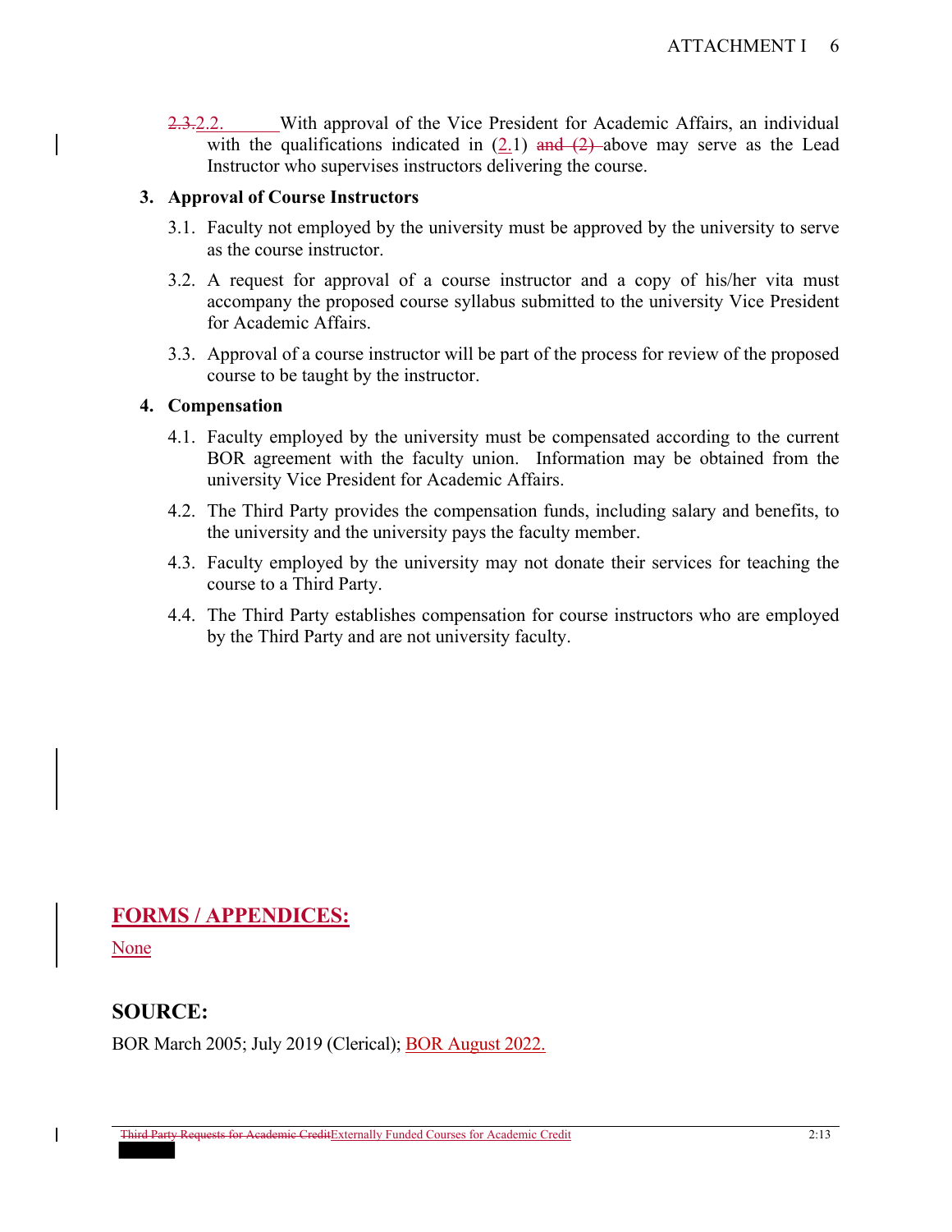2.3.2.2. With approval of the Vice President for Academic Affairs, an individual with the qualifications indicated in (2.1) and (2) above may serve as the Lead Instructor who supervises instructors delivering the course.

3. **Approval of Course Instructors**

   3.1. Faculty not employed by the university must be approved by the university to serve as the course instructor.

   3.2. A request for approval of a course instructor and a copy of his/her vita must accompany the proposed course syllabus submitted to the university Vice President for Academic Affairs.

   3.3. Approval of a course instructor will be part of the process for review of the proposed course to be taught by the instructor.

4. **Compensation**

   4.1. Faculty employed by the university must be compensated according to the current BOR agreement with the faculty union. Information may be obtained from the university Vice President for Academic Affairs.

   4.2. The Third Party provides the compensation funds, including salary and benefits, to the university and the university pays the faculty member.

   4.3. Faculty employed by the university may not donate their services for teaching the course to a Third Party.

   4.4. The Third Party establishes compensation for course instructors who are employed by the Third Party and are not university faculty.

## FORMS / APPENDICES:

None

## SOURCE:

BOR March 2005; July 2019 (Clerical); BOR August 2022.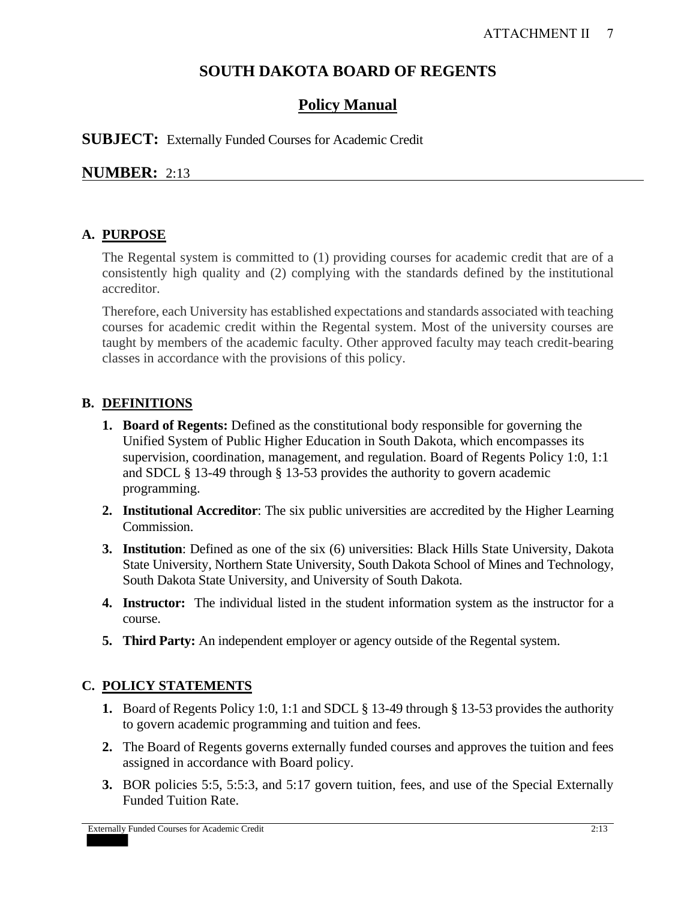# SOUTH DAKOTA BOARD OF REGENTS

## Policy Manual

**SUBJECT:** Externally Funded Courses for Academic Credit

**NUMBER:** 2:13

### A. PURPOSE

The Regental system is committed to (1) providing courses for academic credit that are of a consistently high quality and (2) complying with the standards defined by the institutional accreditor.

Therefore, each University has established expectations and standards associated with teaching courses for academic credit within the Regental system. Most of the university courses are taught by members of the academic faculty. Other approved faculty may teach credit-bearing classes in accordance with the provisions of this policy.

### B. DEFINITIONS

1. **Board of Regents:** Defined as the constitutional body responsible for governing the Unified System of Public Higher Education in South Dakota, which encompasses its supervision, coordination, management, and regulation. Board of Regents Policy 1:0, 1:1 and SDCL § 13-49 through § 13-53 provides the authority to govern academic programming.
2. **Institutional Accreditor**: The six public universities are accredited by the Higher Learning Commission.
3. **Institution**: Defined as one of the six (6) universities: Black Hills State University, Dakota State University, Northern State University, South Dakota School of Mines and Technology, South Dakota State University, and University of South Dakota.
4. **Instructor:** The individual listed in the student information system as the instructor for a course.
5. **Third Party:** An independent employer or agency outside of the Regental system.

### C. POLICY STATEMENTS

1. Board of Regents Policy 1:0, 1:1 and SDCL § 13-49 through § 13-53 provides the authority to govern academic programming and tuition and fees.
2. The Board of Regents governs externally funded courses and approves the tuition and fees assigned in accordance with Board policy.
3. BOR policies 5:5, 5:5:3, and 5:17 govern tuition, fees, and use of the Special Externally Funded Tuition Rate.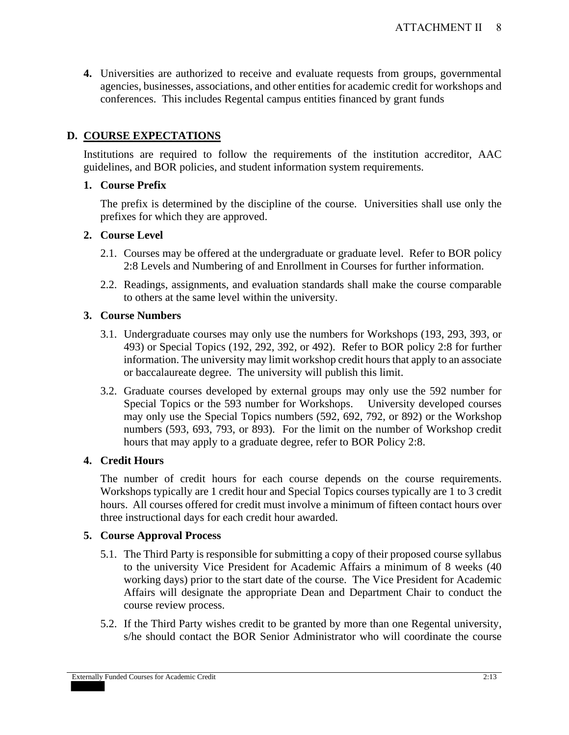4. Universities are authorized to receive and evaluate requests from groups, governmental agencies, businesses, associations, and other entities for academic credit for workshops and conferences. This includes Regental campus entities financed by grant funds

## D. COURSE EXPECTATIONS

Institutions are required to follow the requirements of the institution accreditor, AAC guidelines, and BOR policies, and student information system requirements.

### 1. Course Prefix

The prefix is determined by the discipline of the course. Universities shall use only the prefixes for which they are approved.

### 2. Course Level

2.1. Courses may be offered at the undergraduate or graduate level. Refer to BOR policy 2:8 Levels and Numbering of and Enrollment in Courses for further information.

2.2. Readings, assignments, and evaluation standards shall make the course comparable to others at the same level within the university.

### 3. Course Numbers

3.1. Undergraduate courses may only use the numbers for Workshops (193, 293, 393, or 493) or Special Topics (192, 292, 392, or 492). Refer to BOR policy 2:8 for further information. The university may limit workshop credit hours that apply to an associate or baccalaureate degree. The university will publish this limit.

3.2. Graduate courses developed by external groups may only use the 592 number for Special Topics or the 593 number for Workshops. University developed courses may only use the Special Topics numbers (592, 692, 792, or 892) or the Workshop numbers (593, 693, 793, or 893). For the limit on the number of Workshop credit hours that may apply to a graduate degree, refer to BOR Policy 2:8.

### 4. Credit Hours

The number of credit hours for each course depends on the course requirements. Workshops typically are 1 credit hour and Special Topics courses typically are 1 to 3 credit hours. All courses offered for credit must involve a minimum of fifteen contact hours over three instructional days for each credit hour awarded.

### 5. Course Approval Process

5.1. The Third Party is responsible for submitting a copy of their proposed course syllabus to the university Vice President for Academic Affairs a minimum of 8 weeks (40 working days) prior to the start date of the course. The Vice President for Academic Affairs will designate the appropriate Dean and Department Chair to conduct the course review process.

5.2. If the Third Party wishes credit to be granted by more than one Regental university, s/he should contact the BOR Senior Administrator who will coordinate the course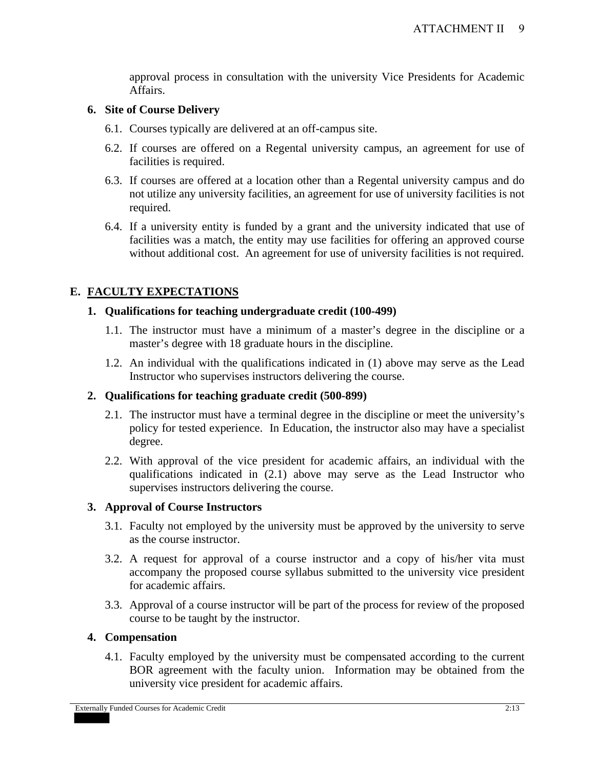approval process in consultation with the university Vice Presidents for Academic Affairs.

**6. Site of Course Delivery**

6.1. Courses typically are delivered at an off-campus site.

6.2. If courses are offered on a Regental university campus, an agreement for use of facilities is required.

6.3. If courses are offered at a location other than a Regental university campus and do not utilize any university facilities, an agreement for use of university facilities is not required.

6.4. If a university entity is funded by a grant and the university indicated that use of facilities was a match, the entity may use facilities for offering an approved course without additional cost. An agreement for use of university facilities is not required.

## E. FACULTY EXPECTATIONS

**1. Qualifications for teaching undergraduate credit (100-499)**

1.1. The instructor must have a minimum of a master's degree in the discipline or a master's degree with 18 graduate hours in the discipline.

1.2. An individual with the qualifications indicated in (1) above may serve as the Lead Instructor who supervises instructors delivering the course.

**2. Qualifications for teaching graduate credit (500-899)**

2.1. The instructor must have a terminal degree in the discipline or meet the university's policy for tested experience. In Education, the instructor also may have a specialist degree.

2.2. With approval of the vice president for academic affairs, an individual with the qualifications indicated in (2.1) above may serve as the Lead Instructor who supervises instructors delivering the course.

**3. Approval of Course Instructors**

3.1. Faculty not employed by the university must be approved by the university to serve as the course instructor.

3.2. A request for approval of a course instructor and a copy of his/her vita must accompany the proposed course syllabus submitted to the university vice president for academic affairs.

3.3. Approval of a course instructor will be part of the process for review of the proposed course to be taught by the instructor.

**4. Compensation**

4.1. Faculty employed by the university must be compensated according to the current BOR agreement with the faculty union. Information may be obtained from the university vice president for academic affairs.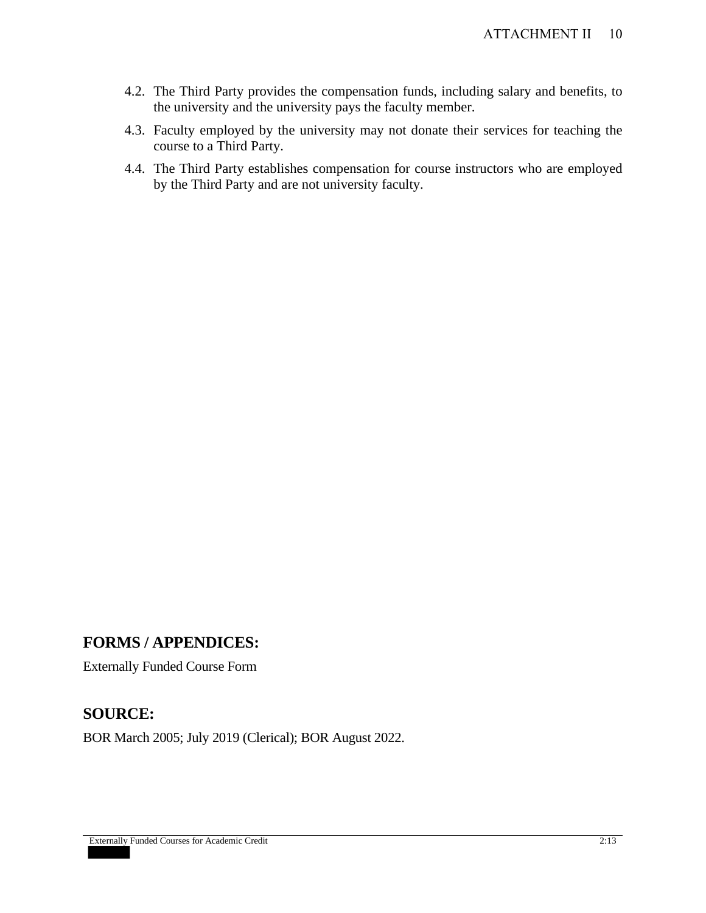4.2. The Third Party provides the compensation funds, including salary and benefits, to the university and the university pays the faculty member.

4.3. Faculty employed by the university may not donate their services for teaching the course to a Third Party.

4.4. The Third Party establishes compensation for course instructors who are employed by the Third Party and are not university faculty.

## FORMS / APPENDICES:

Externally Funded Course Form

## SOURCE:

BOR March 2005; July 2019 (Clerical); BOR August 2022.